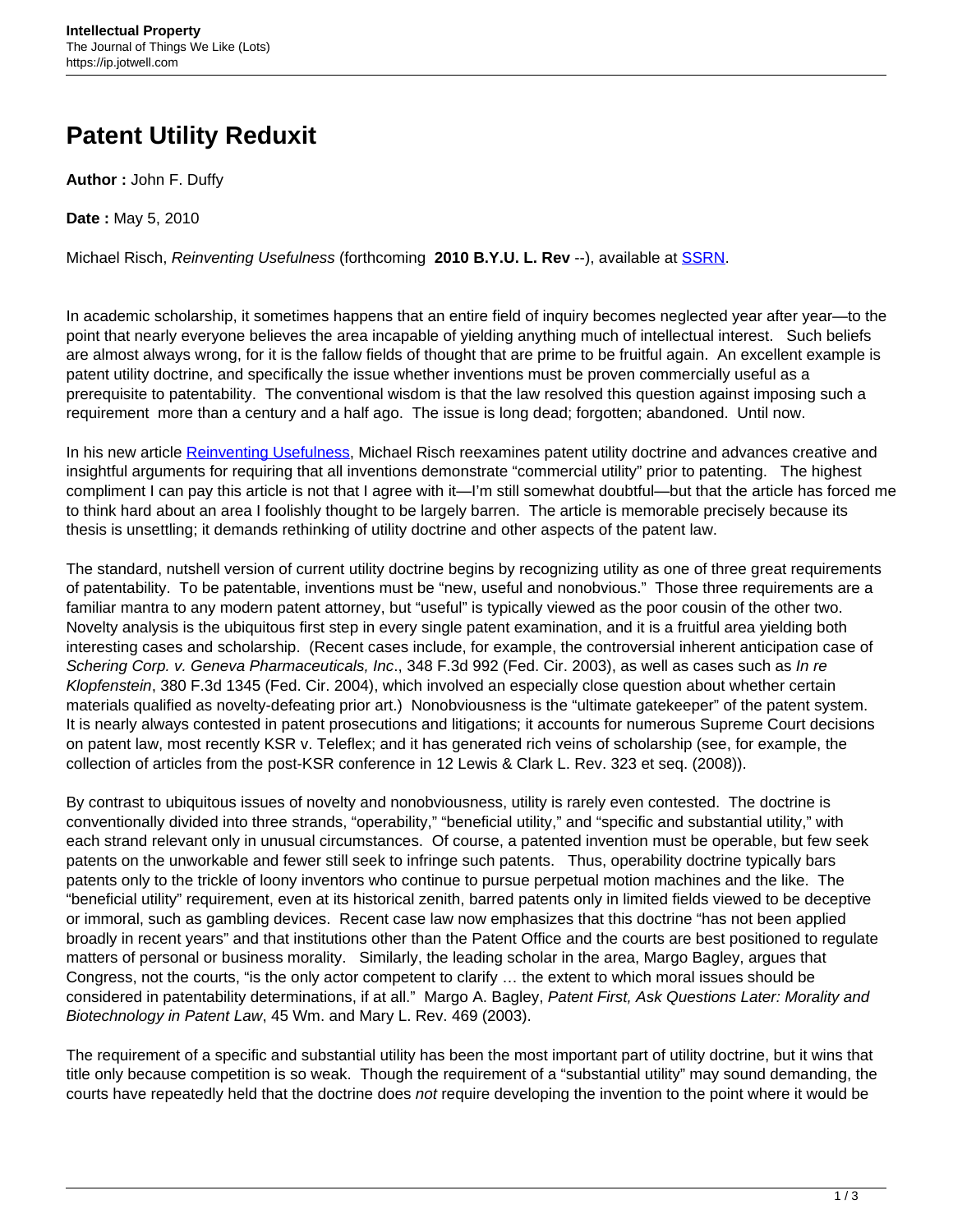# Patent Utility Reduxit

**Author :** John F. Duffy

**Date :** May 5, 2010

Michael Risch, *Reinventing Usefulness* (forthcoming **2010 B.Y.U. L. Rev** --), available at SSRN.

In academic scholarship, it sometimes happens that an entire field of inquiry becomes neglected year after year—to the point that nearly everyone believes the area incapable of yielding anything much of intellectual interest. Such beliefs are almost always wrong, for it is the fallow fields of thought that are prime to be fruitful again. An excellent example is patent utility doctrine, and specifically the issue whether inventions must be proven commercially useful as a prerequisite to patentability. The conventional wisdom is that the law resolved this question against imposing such a requirement more than a century and a half ago. The issue is long dead; forgotten; abandoned. Until now.

In his new article Reinventing Usefulness, Michael Risch reexamines patent utility doctrine and advances creative and insightful arguments for requiring that all inventions demonstrate "commercial utility" prior to patenting. The highest compliment I can pay this article is not that I agree with it—I'm still somewhat doubtful—but that the article has forced me to think hard about an area I foolishly thought to be largely barren. The article is memorable precisely because its thesis is unsettling; it demands rethinking of utility doctrine and other aspects of the patent law.

The standard, nutshell version of current utility doctrine begins by recognizing utility as one of three great requirements of patentability. To be patentable, inventions must be "new, useful and nonobvious." Those three requirements are a familiar mantra to any modern patent attorney, but "useful" is typically viewed as the poor cousin of the other two. Novelty analysis is the ubiquitous first step in every single patent examination, and it is a fruitful area yielding both interesting cases and scholarship. (Recent cases include, for example, the controversial inherent anticipation case of *Schering Corp. v. Geneva Pharmaceuticals, Inc*., 348 F.3d 992 (Fed. Cir. 2003), as well as cases such as *In re Klopfenstein*, 380 F.3d 1345 (Fed. Cir. 2004), which involved an especially close question about whether certain materials qualified as novelty-defeating prior art.) Nonobviousness is the "ultimate gatekeeper" of the patent system. It is nearly always contested in patent prosecutions and litigations; it accounts for numerous Supreme Court decisions on patent law, most recently KSR v. Teleflex; and it has generated rich veins of scholarship (see, for example, the collection of articles from the post-KSR conference in 12 Lewis & Clark L. Rev. 323 et seq. (2008)).

By contrast to ubiquitous issues of novelty and nonobviousness, utility is rarely even contested. The doctrine is conventionally divided into three strands, "operability," "beneficial utility," and "specific and substantial utility," with each strand relevant only in unusual circumstances. Of course, a patented invention must be operable, but few seek patents on the unworkable and fewer still seek to infringe such patents. Thus, operability doctrine typically bars patents only to the trickle of loony inventors who continue to pursue perpetual motion machines and the like. The "beneficial utility" requirement, even at its historical zenith, barred patents only in limited fields viewed to be deceptive or immoral, such as gambling devices. Recent case law now emphasizes that this doctrine "has not been applied broadly in recent years" and that institutions other than the Patent Office and the courts are best positioned to regulate matters of personal or business morality. Similarly, the leading scholar in the area, Margo Bagley, argues that Congress, not the courts, "is the only actor competent to clarify … the extent to which moral issues should be considered in patentability determinations, if at all." Margo A. Bagley, *Patent First, Ask Questions Later: Morality and Biotechnology in Patent Law*, 45 Wm. and Mary L. Rev. 469 (2003).

The requirement of a specific and substantial utility has been the most important part of utility doctrine, but it wins that title only because competition is so weak. Though the requirement of a "substantial utility" may sound demanding, the courts have repeatedly held that the doctrine does *not* require developing the invention to the point where it would be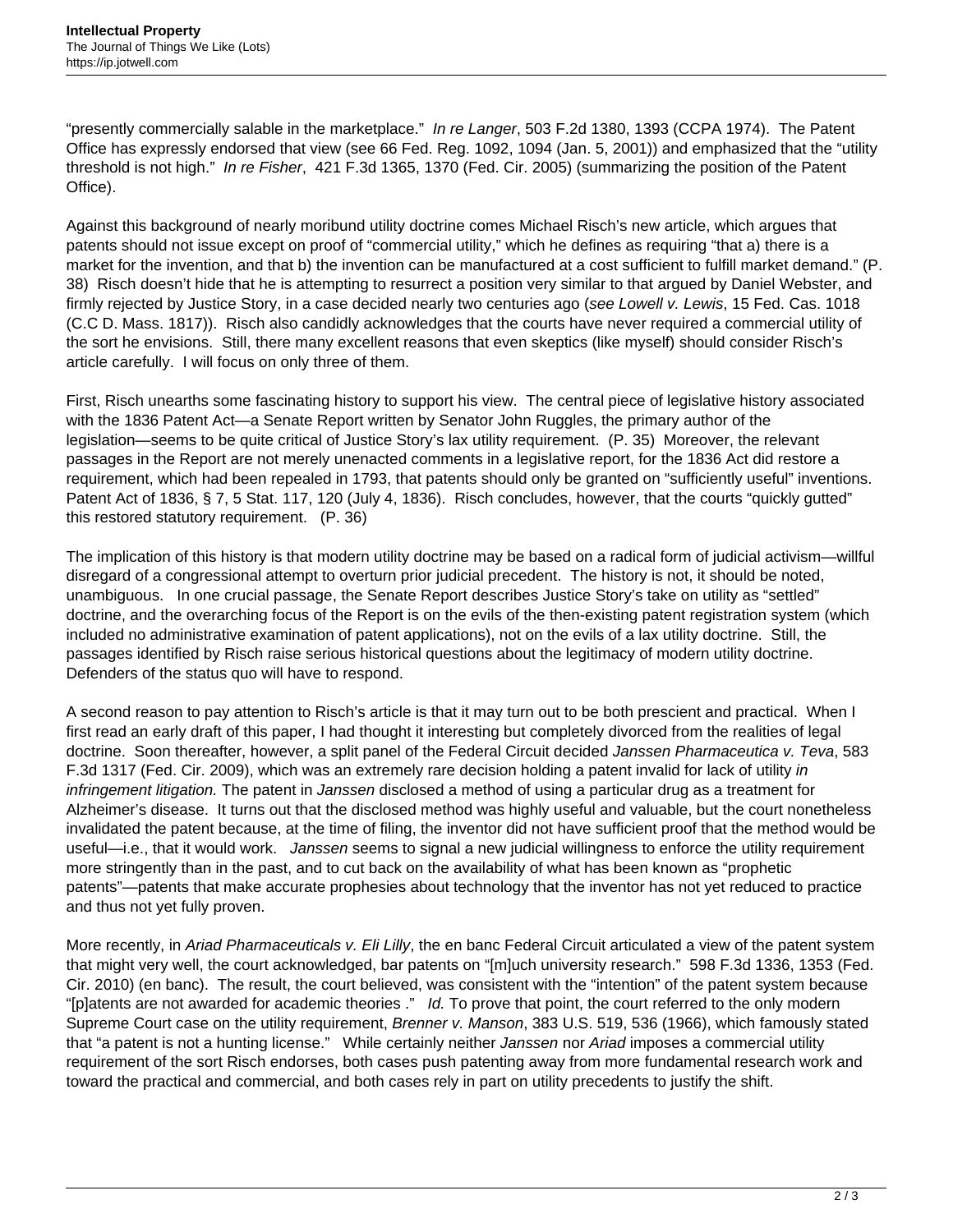"presently commercially salable in the marketplace." *In re Langer*, 503 F.2d 1380, 1393 (CCPA 1974). The Patent Office has expressly endorsed that view (see 66 Fed. Reg. 1092, 1094 (Jan. 5, 2001)) and emphasized that the "utility threshold is not high." *In re Fisher*, 421 F.3d 1365, 1370 (Fed. Cir. 2005) (summarizing the position of the Patent Office).

Against this background of nearly moribund utility doctrine comes Michael Risch's new article, which argues that patents should not issue except on proof of "commercial utility," which he defines as requiring "that a) there is a market for the invention, and that b) the invention can be manufactured at a cost sufficient to fulfill market demand." (P. 38) Risch doesn't hide that he is attempting to resurrect a position very similar to that argued by Daniel Webster, and firmly rejected by Justice Story, in a case decided nearly two centuries ago (*see Lowell v. Lewis*, 15 Fed. Cas. 1018 (C.C D. Mass. 1817)). Risch also candidly acknowledges that the courts have never required a commercial utility of the sort he envisions. Still, there many excellent reasons that even skeptics (like myself) should consider Risch's article carefully. I will focus on only three of them.

First, Risch unearths some fascinating history to support his view. The central piece of legislative history associated with the 1836 Patent Act—a Senate Report written by Senator John Ruggles, the primary author of the legislation—seems to be quite critical of Justice Story's lax utility requirement. (P. 35) Moreover, the relevant passages in the Report are not merely unenacted comments in a legislative report, for the 1836 Act did restore a requirement, which had been repealed in 1793, that patents should only be granted on "sufficiently useful" inventions. Patent Act of 1836, § 7, 5 Stat. 117, 120 (July 4, 1836). Risch concludes, however, that the courts "quickly gutted" this restored statutory requirement. (P. 36)

The implication of this history is that modern utility doctrine may be based on a radical form of judicial activism—willful disregard of a congressional attempt to overturn prior judicial precedent. The history is not, it should be noted, unambiguous. In one crucial passage, the Senate Report describes Justice Story's take on utility as "settled" doctrine, and the overarching focus of the Report is on the evils of the then-existing patent registration system (which included no administrative examination of patent applications), not on the evils of a lax utility doctrine. Still, the passages identified by Risch raise serious historical questions about the legitimacy of modern utility doctrine. Defenders of the status quo will have to respond.

A second reason to pay attention to Risch's article is that it may turn out to be both prescient and practical. When I first read an early draft of this paper, I had thought it interesting but completely divorced from the realities of legal doctrine. Soon thereafter, however, a split panel of the Federal Circuit decided *Janssen Pharmaceutica v. Teva*, 583 F.3d 1317 (Fed. Cir. 2009), which was an extremely rare decision holding a patent invalid for lack of utility *in infringement litigation.* The patent in *Janssen* disclosed a method of using a particular drug as a treatment for Alzheimer's disease. It turns out that the disclosed method was highly useful and valuable, but the court nonetheless invalidated the patent because, at the time of filing, the inventor did not have sufficient proof that the method would be useful—i.e., that it would work. *Janssen* seems to signal a new judicial willingness to enforce the utility requirement more stringently than in the past, and to cut back on the availability of what has been known as "prophetic patents"—patents that make accurate prophesies about technology that the inventor has not yet reduced to practice and thus not yet fully proven.

More recently, in *Ariad Pharmaceuticals v. Eli Lilly*, the en banc Federal Circuit articulated a view of the patent system that might very well, the court acknowledged, bar patents on "[m]uch university research." 598 F.3d 1336, 1353 (Fed. Cir. 2010) (en banc). The result, the court believed, was consistent with the "intention" of the patent system because "[p]atents are not awarded for academic theories ." *Id.* To prove that point, the court referred to the only modern Supreme Court case on the utility requirement, *Brenner v. Manson*, 383 U.S. 519, 536 (1966), which famously stated that "a patent is not a hunting license." While certainly neither *Janssen* nor *Ariad* imposes a commercial utility requirement of the sort Risch endorses, both cases push patenting away from more fundamental research work and toward the practical and commercial, and both cases rely in part on utility precedents to justify the shift.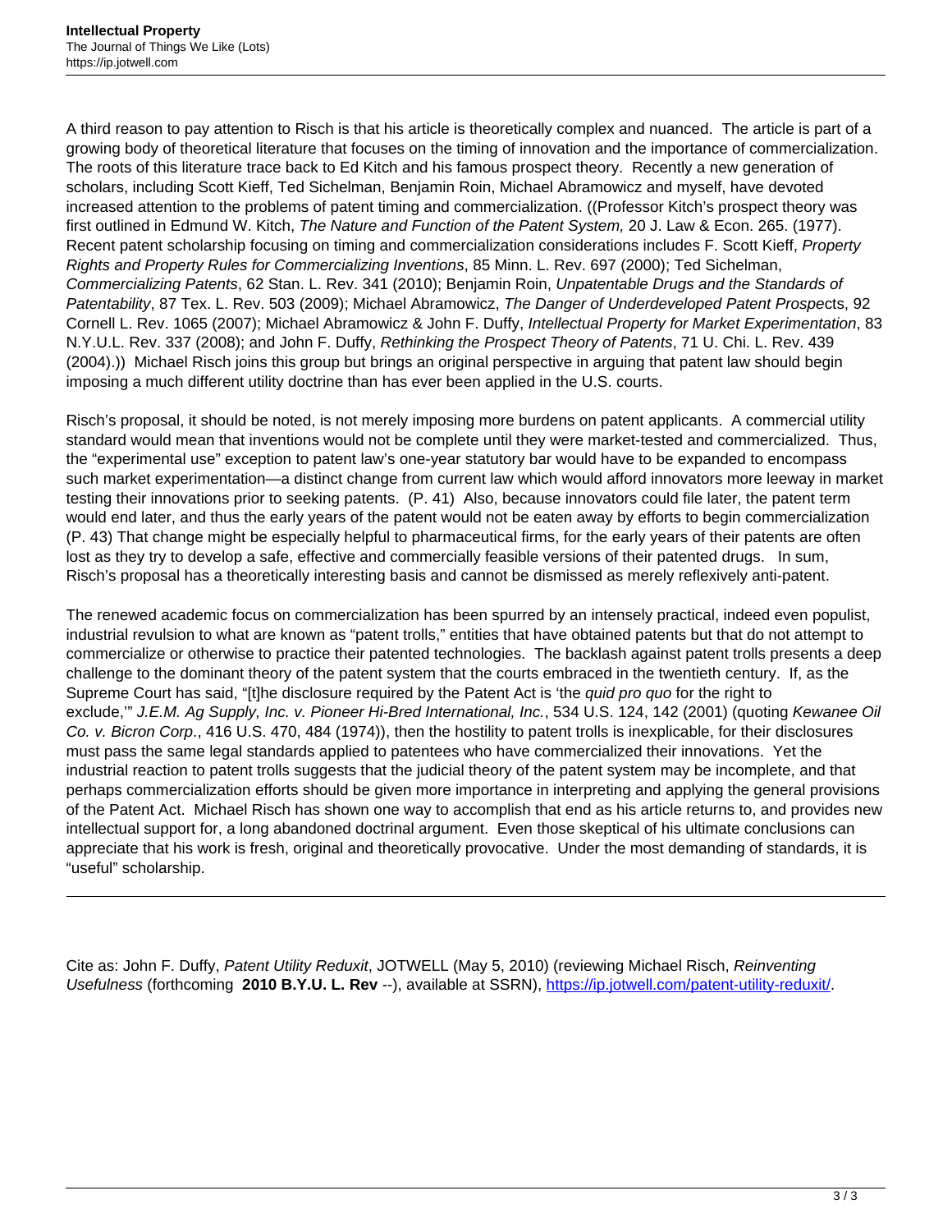A third reason to pay attention to Risch is that his article is theoretically complex and nuanced. The article is part of a growing body of theoretical literature that focuses on the timing of innovation and the importance of commercialization. The roots of this literature trace back to Ed Kitch and his famous prospect theory. Recently a new generation of scholars, including Scott Kieff, Ted Sichelman, Benjamin Roin, Michael Abramowicz and myself, have devoted increased attention to the problems of patent timing and commercialization. ((Professor Kitch's prospect theory was first outlined in Edmund W. Kitch, *The Nature and Function of the Patent System,* 20 J. Law & Econ. 265. (1977). Recent patent scholarship focusing on timing and commercialization considerations includes F. Scott Kieff, *Property Rights and Property Rules for Commercializing Inventions*, 85 Minn. L. Rev. 697 (2000); Ted Sichelman, *Commercializing Patents*, 62 Stan. L. Rev. 341 (2010); Benjamin Roin, *Unpatentable Drugs and the Standards of Patentability*, 87 Tex. L. Rev. 503 (2009); Michael Abramowicz, *The Danger of Underdeveloped Patent Prospec*ts, 92 Cornell L. Rev. 1065 (2007); Michael Abramowicz & John F. Duffy, *Intellectual Property for Market Experimentation*, 83 N.Y.U.L. Rev. 337 (2008); and John F. Duffy, *Rethinking the Prospect Theory of Patents*, 71 U. Chi. L. Rev. 439 (2004).)) Michael Risch joins this group but brings an original perspective in arguing that patent law should begin imposing a much different utility doctrine than has ever been applied in the U.S. courts.

Risch's proposal, it should be noted, is not merely imposing more burdens on patent applicants. A commercial utility standard would mean that inventions would not be complete until they were market-tested and commercialized. Thus, the "experimental use" exception to patent law's one-year statutory bar would have to be expanded to encompass such market experimentation—a distinct change from current law which would afford innovators more leeway in market testing their innovations prior to seeking patents. (P. 41) Also, because innovators could file later, the patent term would end later, and thus the early years of the patent would not be eaten away by efforts to begin commercialization (P. 43) That change might be especially helpful to pharmaceutical firms, for the early years of their patents are often lost as they try to develop a safe, effective and commercially feasible versions of their patented drugs. In sum, Risch's proposal has a theoretically interesting basis and cannot be dismissed as merely reflexively anti-patent.

The renewed academic focus on commercialization has been spurred by an intensely practical, indeed even populist, industrial revulsion to what are known as "patent trolls," entities that have obtained patents but that do not attempt to commercialize or otherwise to practice their patented technologies. The backlash against patent trolls presents a deep challenge to the dominant theory of the patent system that the courts embraced in the twentieth century. If, as the Supreme Court has said, "[t]he disclosure required by the Patent Act is 'the *quid pro quo* for the right to exclude,'" *J.E.M. Ag Supply, Inc. v. Pioneer Hi-Bred International, Inc.*, 534 U.S. 124, 142 (2001) (quoting *Kewanee Oil Co. v. Bicron Corp*., 416 U.S. 470, 484 (1974)), then the hostility to patent trolls is inexplicable, for their disclosures must pass the same legal standards applied to patentees who have commercialized their innovations. Yet the industrial reaction to patent trolls suggests that the judicial theory of the patent system may be incomplete, and that perhaps commercialization efforts should be given more importance in interpreting and applying the general provisions of the Patent Act. Michael Risch has shown one way to accomplish that end as his article returns to, and provides new intellectual support for, a long abandoned doctrinal argument. Even those skeptical of his ultimate conclusions can appreciate that his work is fresh, original and theoretically provocative. Under the most demanding of standards, it is "useful" scholarship.

---

Cite as: John F. Duffy, *Patent Utility Reduxit*, JOTWELL (May 5, 2010) (reviewing Michael Risch, *Reinventing Usefulness* (forthcoming **2010 B.Y.U. L. Rev** --), available at SSRN), https://ip.jotwell.com/patent-utility-reduxit/.